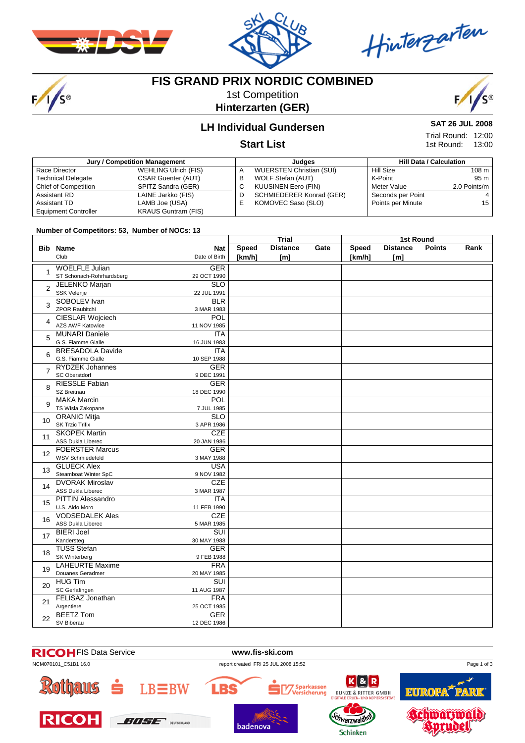# FIS GRAND PRIX NORDIC COMBINED

1st Competition

**Hinterzarten (GER)**

## LH Individual Gundersen

**SAT 26 JUL 2008**

Trial Round: 12:00
1st Round: 13:00

## Start List

| Jury / Competition Management | | Judges | | Hill Data / Calculation | |
|---|---|---|---|---|---|
| Race Director | WEHLING Ulrich (FIS) | A | WUERSTEN Christian (SUI) | Hill Size | 108 m |
| Technical Delegate | CSAR Guenter (AUT) | B | WOLF Stefan (AUT) | K-Point | 95 m |
| Chief of Competition | SPITZ Sandra (GER) | C | KUUSINEN Eero (FIN) | Meter Value | 2.0 Points/m |
| Assistant RD | LAINE Jarkko (FIS) | D | SCHMIEDERER Konrad (GER) | Seconds per Point | 4 |
| Assistant TD | LAMB Joe (USA) | E | KOMOVEC Saso (SLO) | Points per Minute | 15 |
| Equipment Controller | KRAUS Guntram (FIS) | | | | |

**Number of Competitors: 53, Number of NOCs: 13**

| Bib | Name / Club | Nat / Date of Birth | Trial | | | 1st Round | | | |
|---|---|---|---|---|---|---|---|---|---|
| | | | Speed [km/h] | Distance [m] | Gate | Speed [km/h] | Distance [m] | Points | Rank |
| 1 | WOELFLE Julian<br>ST Schonach-Rohrhardsberg | GER<br>29 OCT 1990 | | | | | | | |
| 2 | JELENKO Marjan<br>SSK Velenje | SLO<br>22 JUL 1991 | | | | | | | |
| 3 | SOBOLEV Ivan<br>ZPOR Raubitchi | BLR<br>3 MAR 1983 | | | | | | | |
| 4 | CIESLAR Wojciech<br>AZS AWF Katowice | POL<br>11 NOV 1985 | | | | | | | |
| 5 | MUNARI Daniele<br>G.S. Fiamme Gialle | ITA<br>16 JUN 1983 | | | | | | | |
| 6 | BRESADOLA Davide<br>G.S. Fiamme Gialle | ITA<br>10 SEP 1988 | | | | | | | |
| 7 | RYDZEK Johannes<br>SC Oberstdorf | GER<br>9 DEC 1991 | | | | | | | |
| 8 | RIESSLE Fabian<br>SZ Breitnau | GER<br>18 DEC 1990 | | | | | | | |
| 9 | MAKA Marcin<br>TS Wisla Zakopane | POL<br>7 JUL 1985 | | | | | | | |
| 10 | ORANIC Mitja<br>SK Trzic Trifix | SLO<br>3 APR 1986 | | | | | | | |
| 11 | SKOPEK Martin<br>ASS Dukla Liberec | CZE<br>20 JAN 1986 | | | | | | | |
| 12 | FOERSTER Marcus<br>WSV Schmiedefeld | GER<br>3 MAY 1988 | | | | | | | |
| 13 | GLUECK Alex<br>Steamboat Winter SpC | USA<br>9 NOV 1982 | | | | | | | |
| 14 | DVORAK Miroslav<br>ASS Dukla Liberec | CZE<br>3 MAR 1987 | | | | | | | |
| 15 | PITTIN Alessandro<br>U.S. Aldo Moro | ITA<br>11 FEB 1990 | | | | | | | |
| 16 | VODSEDALEK Ales<br>ASS Dukla Liberec | CZE<br>5 MAR 1985 | | | | | | | |
| 17 | BIERI Joel<br>Kandersteg | SUI<br>30 MAY 1988 | | | | | | | |
| 18 | TUSS Stefan<br>SK Winterberg | GER<br>9 FEB 1988 | | | | | | | |
| 19 | LAHEURTE Maxime<br>Douanes Geradmer | FRA<br>20 MAY 1985 | | | | | | | |
| 20 | HUG Tim<br>SC Gerlafingen | SUI<br>11 AUG 1987 | | | | | | | |
| 21 | FELISAZ Jonathan<br>Argentiere | FRA<br>25 OCT 1985 | | | | | | | |
| 22 | BEETZ Tom<br>SV Biberau | GER<br>12 DEC 1986 | | | | | | | |

RICOH FIS Data Service — www.fis-ski.com

NCM070101_C51B1 16.0 — report created FRI 25 JUL 2008 15:52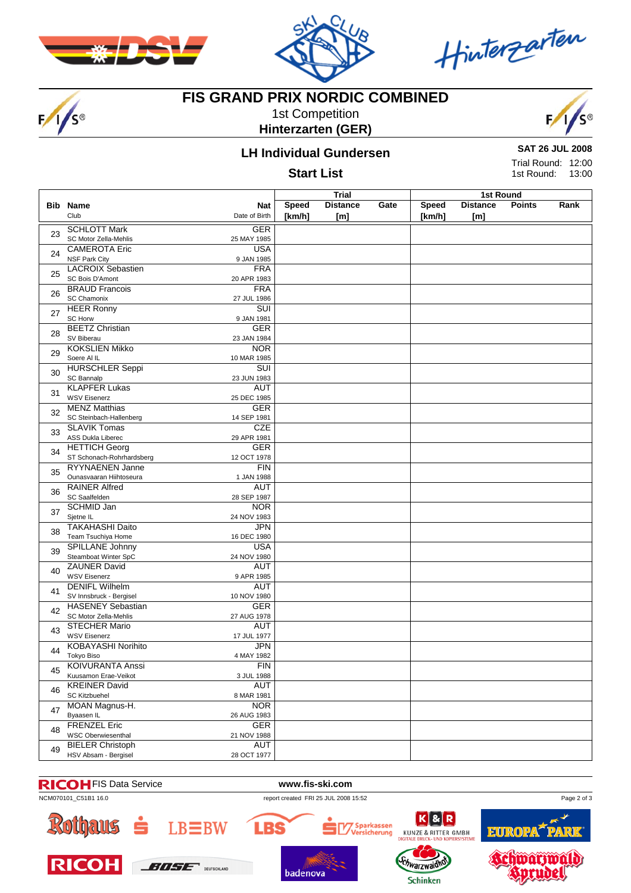# FIS GRAND PRIX NORDIC COMBINED

1st Competition

**Hinterzarten (GER)**

## LH Individual Gundersen

**SAT 26 JUL 2008**

Trial Round: 12:00
1st Round: 13:00

## Start List

| Bib | Name<br>Club | Nat<br>Date of Birth | Trial | | | 1st Round | | | |
|---|---|---|---|---|---|---|---|---|---|
| | | | Speed [km/h] | Distance [m] | Gate | Speed [km/h] | Distance [m] | Points | Rank |
| 23 | SCHLOTT Mark<br>SC Motor Zella-Mehlis | GER<br>25 MAY 1985 | | | | | | | |
| 24 | CAMEROTA Eric<br>NSF Park City | USA<br>9 JAN 1985 | | | | | | | |
| 25 | LACROIX Sebastien<br>SC Bois D'Amont | FRA<br>20 APR 1983 | | | | | | | |
| 26 | BRAUD Francois<br>SC Chamonix | FRA<br>27 JUL 1986 | | | | | | | |
| 27 | HEER Ronny<br>SC Horw | SUI<br>9 JAN 1981 | | | | | | | |
| 28 | BEETZ Christian<br>SV Biberau | GER<br>23 JAN 1984 | | | | | | | |
| 29 | KOKSLIEN Mikko<br>Soere Al IL | NOR<br>10 MAR 1985 | | | | | | | |
| 30 | HURSCHLER Seppi<br>SC Bannalp | SUI<br>23 JUN 1983 | | | | | | | |
| 31 | KLAPFER Lukas<br>WSV Eisenerz | AUT<br>25 DEC 1985 | | | | | | | |
| 32 | MENZ Matthias<br>SC Steinbach-Hallenberg | GER<br>14 SEP 1981 | | | | | | | |
| 33 | SLAVIK Tomas<br>ASS Dukla Liberec | CZE<br>29 APR 1981 | | | | | | | |
| 34 | HETTICH Georg<br>ST Schonach-Rohrhardsberg | GER<br>12 OCT 1978 | | | | | | | |
| 35 | RYYNAENEN Janne<br>Ounasvaaran Hiihtoseura | FIN<br>1 JAN 1988 | | | | | | | |
| 36 | RAINER Alfred<br>SC Saalfelden | AUT<br>28 SEP 1987 | | | | | | | |
| 37 | SCHMID Jan<br>Sjetne IL | NOR<br>24 NOV 1983 | | | | | | | |
| 38 | TAKAHASHI Daito<br>Team Tsuchiya Home | JPN<br>16 DEC 1980 | | | | | | | |
| 39 | SPILLANE Johnny<br>Steamboat Winter SpC | USA<br>24 NOV 1980 | | | | | | | |
| 40 | ZAUNER David<br>WSV Eisenerz | AUT<br>9 APR 1985 | | | | | | | |
| 41 | DENIFL Wilhelm<br>SV Innsbruck - Bergisel | AUT<br>10 NOV 1980 | | | | | | | |
| 42 | HASENEY Sebastian<br>SC Motor Zella-Mehlis | GER<br>27 AUG 1978 | | | | | | | |
| 43 | STECHER Mario<br>WSV Eisenerz | AUT<br>17 JUL 1977 | | | | | | | |
| 44 | KOBAYASHI Norihito<br>Tokyo Biso | JPN<br>4 MAY 1982 | | | | | | | |
| 45 | KOIVURANTA Anssi<br>Kuusamon Erae-Veikot | FIN<br>3 JUL 1988 | | | | | | | |
| 46 | KREINER David<br>SC Kitzbuehel | AUT<br>8 MAR 1981 | | | | | | | |
| 47 | MOAN Magnus-H.<br>Byaasen IL | NOR<br>26 AUG 1983 | | | | | | | |
| 48 | FRENZEL Eric<br>WSC Oberwiesenthal | GER<br>21 NOV 1988 | | | | | | | |
| 49 | BIELER Christoph<br>HSV Absam - Bergisel | AUT<br>28 OCT 1977 | | | | | | | |

RICOH FIS Data Service www.fis-ski.com

NCM070101_C51B1 16.0 report created FRI 25 JUL 2008 15:52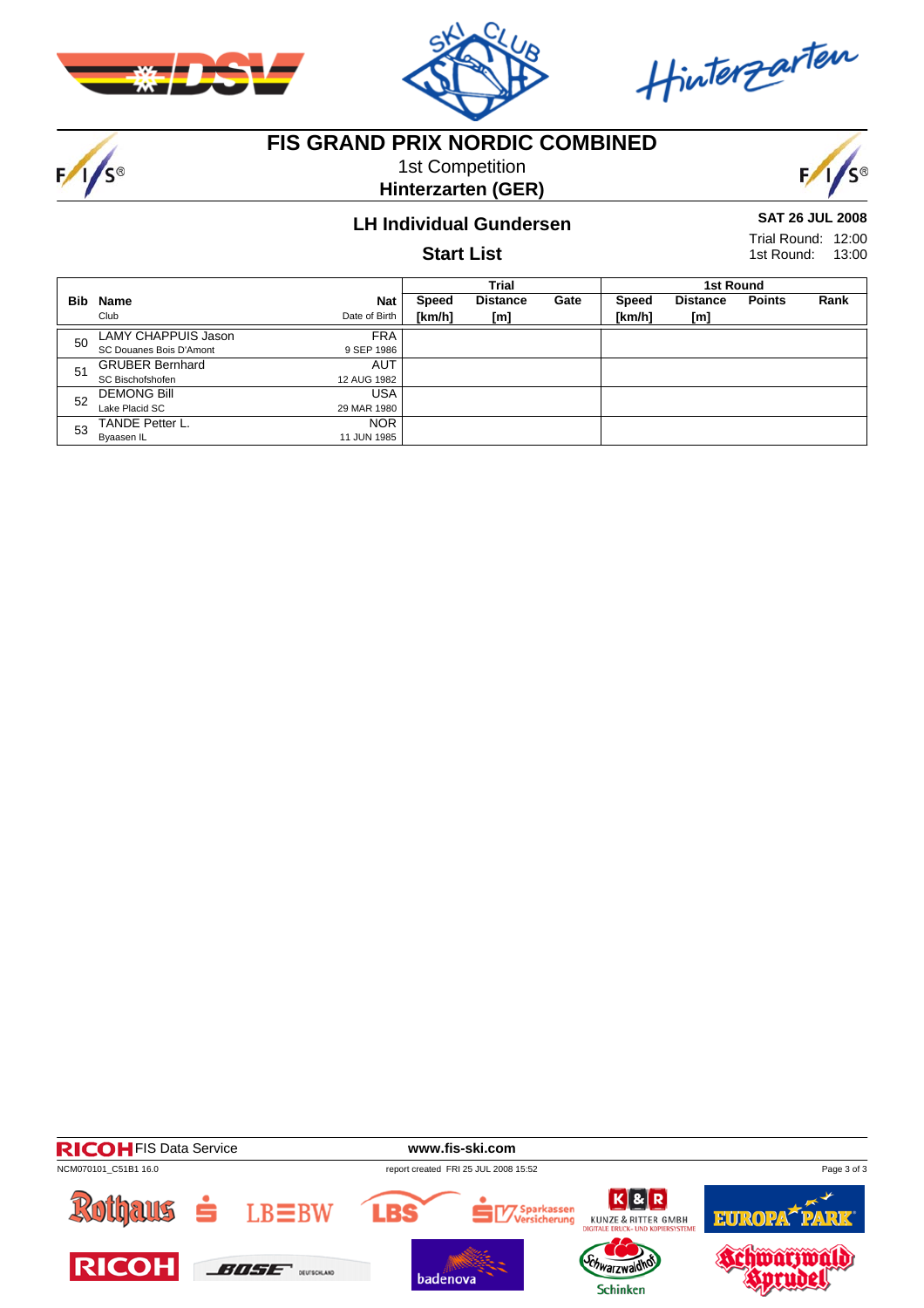# FIS GRAND PRIX NORDIC COMBINED

1st Competition

**Hinterzarten (GER)**

## LH Individual Gundersen

**SAT 26 JUL 2008**

Trial Round: 12:00
1st Round: 13:00

### Start List

| Bib | Name / Club | Nat / Date of Birth | Trial Speed [km/h] | Trial Distance [m] | Trial Gate | 1st Round Speed [km/h] | 1st Round Distance [m] | 1st Round Points | 1st Round Rank |
|---|---|---|---|---|---|---|---|---|---|
| 50 | LAMY CHAPPUIS Jason<br>SC Douanes Bois D'Amont | FRA<br>9 SEP 1986 | | | | | | | |
| 51 | GRUBER Bernhard<br>SC Bischofshofen | AUT<br>12 AUG 1982 | | | | | | | |
| 52 | DEMONG Bill<br>Lake Placid SC | USA<br>29 MAR 1980 | | | | | | | |
| 53 | TANDE Petter L.<br>Byaasen IL | NOR<br>11 JUN 1985 | | | | | | | |

RICOH FIS Data Service    www.fis-ski.com

NCM070101_C51B1 16.0    report created FRI 25 JUL 2008 15:52